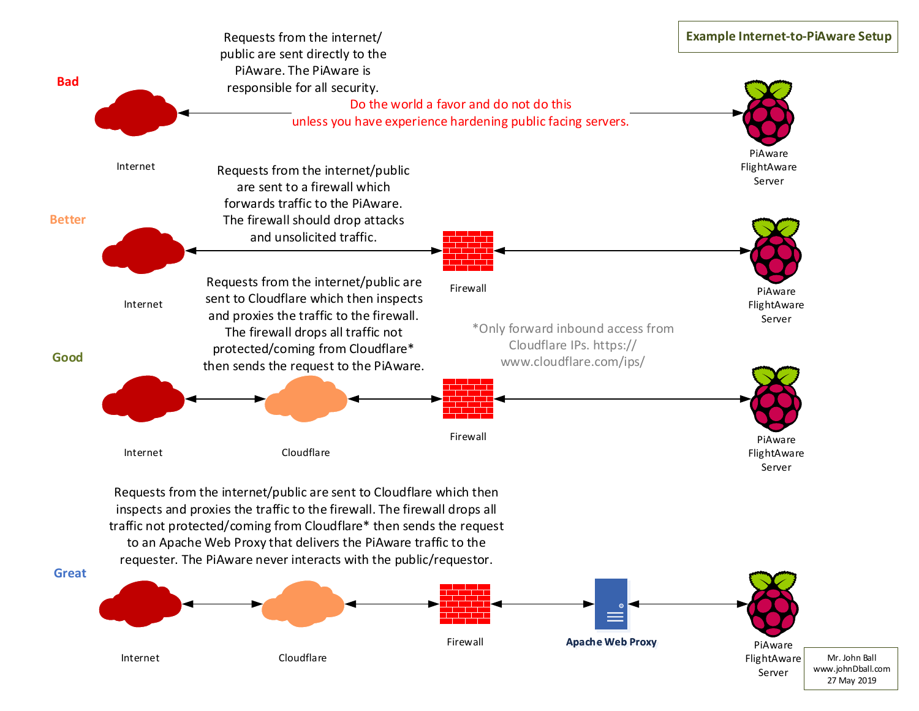# Example Internet-to-PiAware Setup

## Bad

Requests from the internet/ public are sent directly to the PiAware. The PiAware is responsible for all security.

Do the world a favor and do not do this unless you have experience hardening public facing servers.

Internet → PiAware FlightAware Server

## Better

Requests from the internet/public are sent to a firewall which forwards traffic to the PiAware. The firewall should drop attacks and unsolicited traffic.

Internet ↔ Firewall ↔ PiAware FlightAware Server

## Good

Requests from the internet/public are sent to Cloudflare which then inspects and proxies the traffic to the firewall. The firewall drops all traffic not protected/coming from Cloudflare* then sends the request to the PiAware.

*Only forward inbound access from Cloudflare IPs. https://www.cloudflare.com/ips/

Internet ↔ Cloudflare ↔ Firewall ↔ PiAware FlightAware Server

## Great

Requests from the internet/public are sent to Cloudflare which then inspects and proxies the traffic to the firewall. The firewall drops all traffic not protected/coming from Cloudflare* then sends the request to an Apache Web Proxy that delivers the PiAware traffic to the requester. The PiAware never interacts with the public/requestor.

Internet ↔ Cloudflare ↔ Firewall ↔ Apache Web Proxy ↔ PiAware FlightAware Server

Mr. John Ball
www.johnDball.com
27 May 2019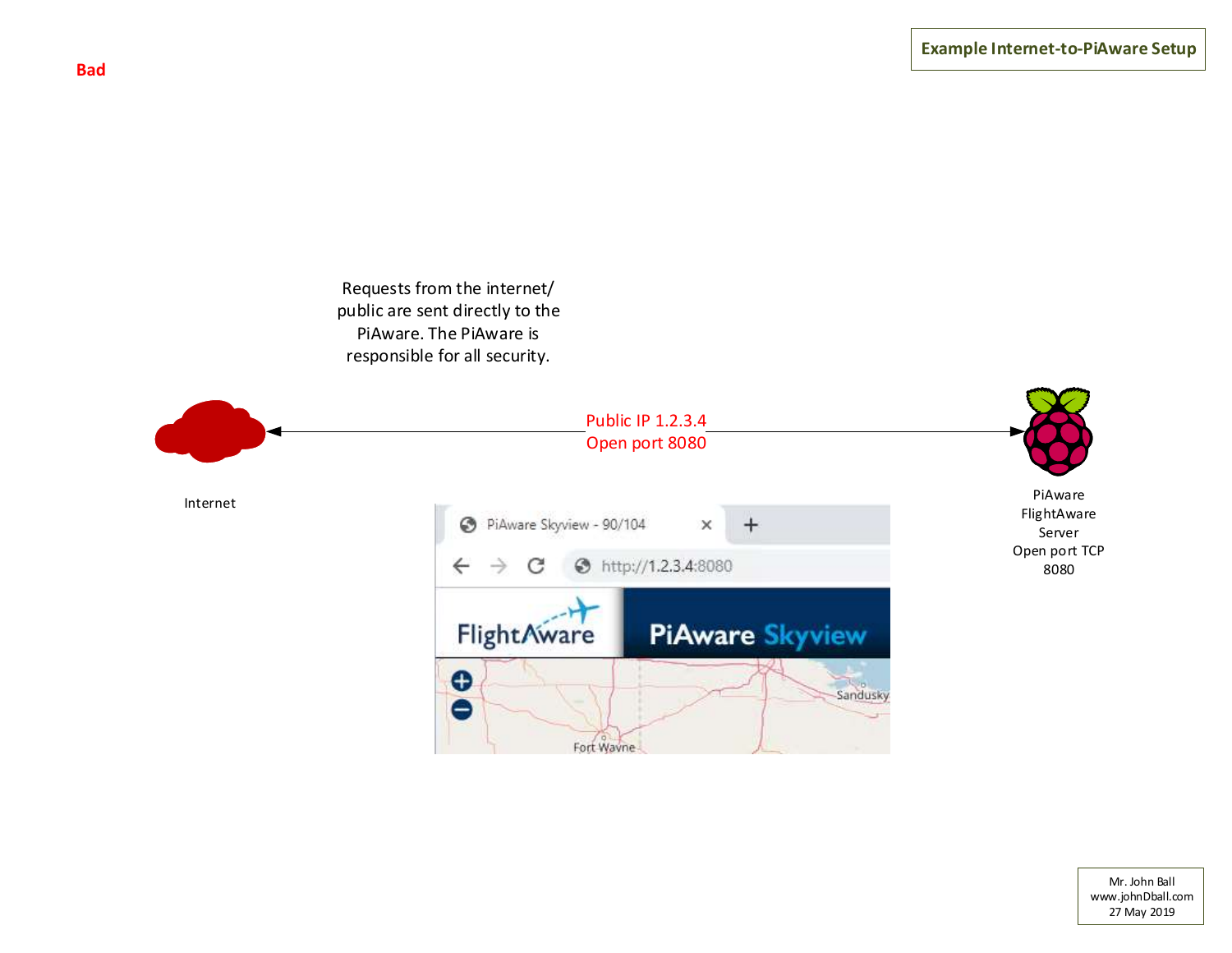**Bad**

**Example Internet-to-PiAware Setup**

Requests from the internet/ public are sent directly to the PiAware. The PiAware is responsible for all security.

Internet

Public IP 1.2.3.4
Open port 8080

PiAware
FlightAware
Server
Open port TCP
8080

PiAware Skyview - 90/104

http://1.2.3.4:8080

FlightAware

PiAware Skyview

Sandusky

Fort Wayne

Mr. John Ball
www.johnDball.com
27 May 2019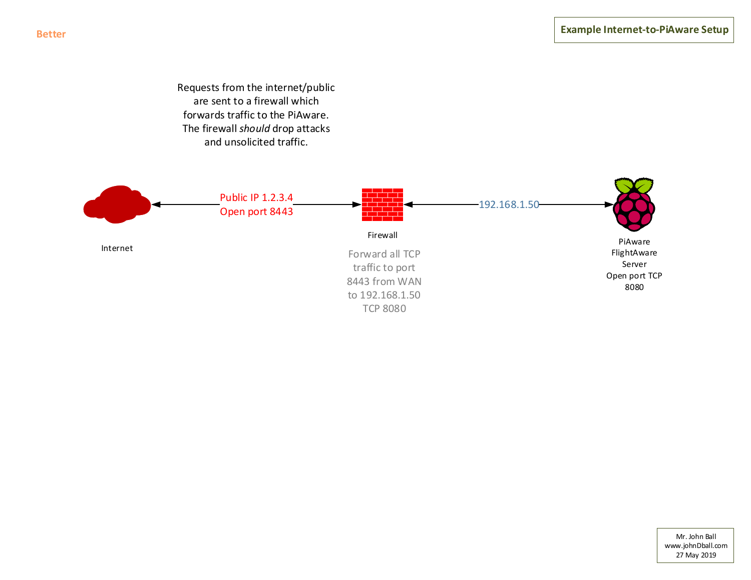**Better**

## Example Internet-to-PiAware Setup

Requests from the internet/public are sent to a firewall which forwards traffic to the PiAware. The firewall *should* drop attacks and unsolicited traffic.

Internet

Public IP 1.2.3.4
Open port 8443

Firewall

Forward all TCP traffic to port 8443 from WAN to 192.168.1.50 TCP 8080

192.168.1.50

PiAware FlightAware Server
Open port TCP 8080

Mr. John Ball
www.johnDball.com
27 May 2019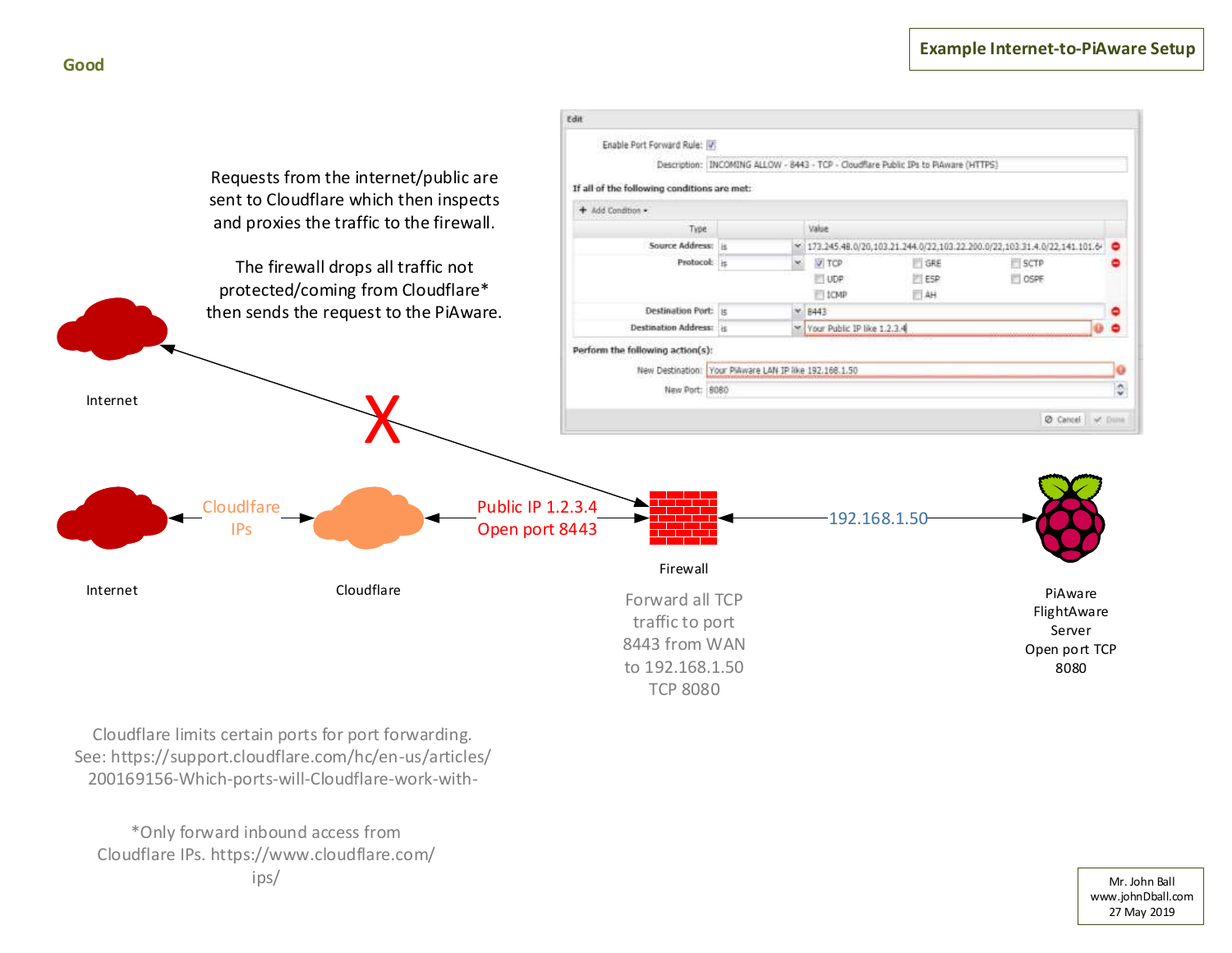**Good**

## Example Internet-to-PiAware Setup

Requests from the internet/public are sent to Cloudflare which then inspects and proxies the traffic to the firewall.

The firewall drops all traffic not protected/coming from Cloudflare* then sends the request to the PiAware.

**Edit**

Enable Port Forward Rule: ☑

Description: INCOMING ALLOW - 8443 - TCP - Cloudflare Public IPs to PiAware (HTTPS)

**If all of the following conditions are met:**

+ Add Condition ▾

| Type | | Value |
|---|---|---|
| Source Address: | is | 173.245.48.0/20,103.21.244.0/22,103.22.200.0/22,103.31.4.0/22,141.101.6 |
| Protocol: | is | ☑ TCP ☐ GRE ☐ SCTP ☐ UDP ☐ ESP ☐ OSPF ☐ ICMP ☐ AH |
| Destination Port: | is | 8443 |
| Destination Address: | is | Your Public IP like 1.2.3.4 |

**Perform the following action(s):**

New Destination: Your PiAware LAN IP like 192.168.1.50

New Port: 8080

Cancel | Done

Internet

X

Internet — Cloudlfare IPs — Cloudflare — Public IP 1.2.3.4 Open port 8443 — Firewall — 192.168.1.50 — PiAware FlightAware Server Open port TCP 8080

Firewall: Forward all TCP traffic to port 8443 from WAN to 192.168.1.50 TCP 8080

Cloudflare limits certain ports for port forwarding. See: https://support.cloudflare.com/hc/en-us/articles/200169156-Which-ports-will-Cloudflare-work-with-

*Only forward inbound access from Cloudflare IPs. https://www.cloudflare.com/ips/

Mr. John Ball
www.johnDball.com
27 May 2019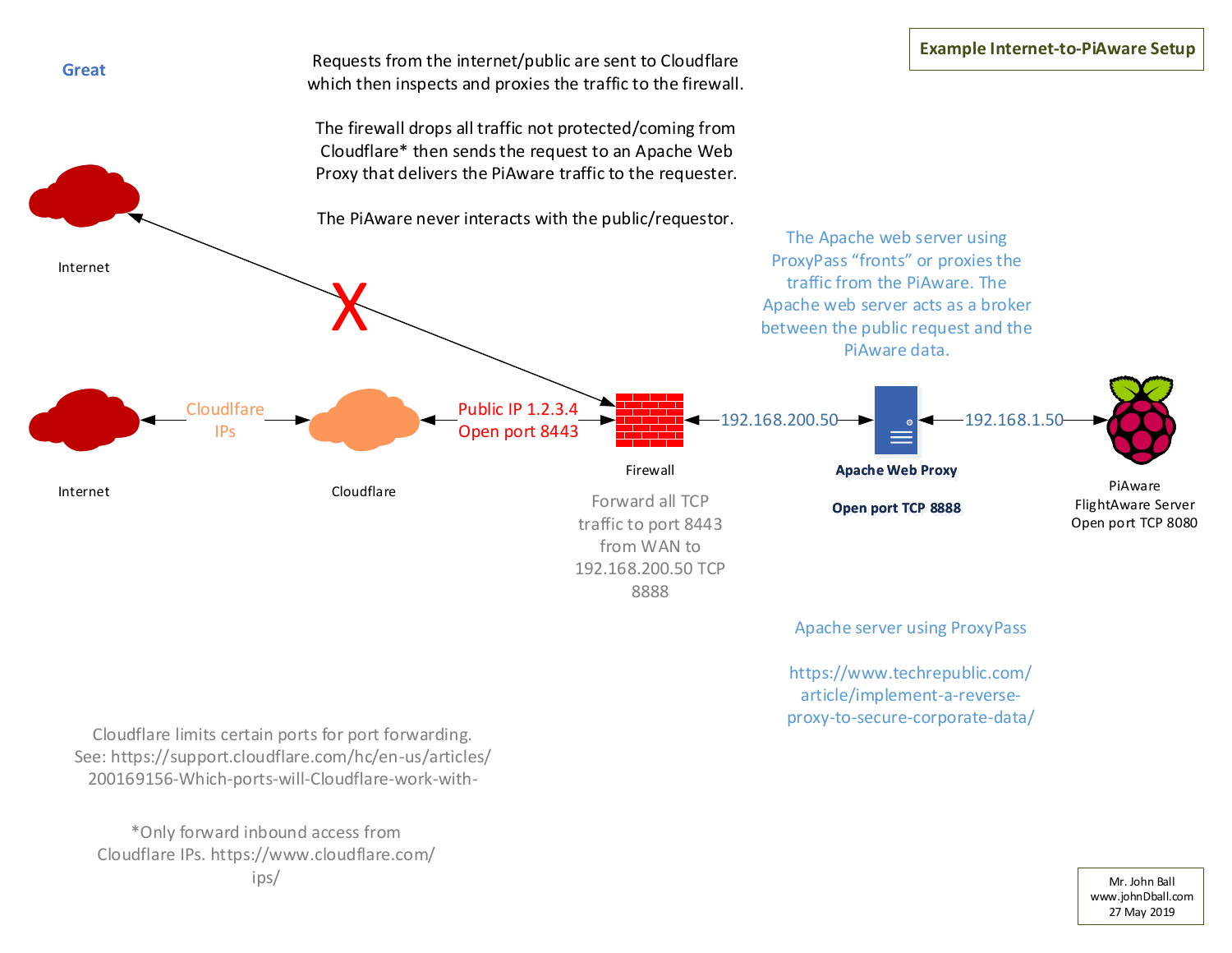Example Internet-to-PiAware Setup

Great

Requests from the internet/public are sent to Cloudflare which then inspects and proxies the traffic to the firewall.

The firewall drops all traffic not protected/coming from Cloudflare* then sends the request to an Apache Web Proxy that delivers the PiAware traffic to the requester.

The PiAware never interacts with the public/requestor.

Internet

X

The Apache web server using ProxyPass "fronts" or proxies the traffic from the PiAware. The Apache web server acts as a broker between the public request and the PiAware data.

Cloudlfare IPs

Public IP 1.2.3.4
Open port 8443

192.168.200.50

192.168.1.50

Internet

Cloudflare

Firewall

**Apache Web Proxy**

**Open port TCP 8888**

PiAware
FlightAware Server
Open port TCP 8080

Forward all TCP traffic to port 8443 from WAN to 192.168.200.50 TCP 8888

Apache server using ProxyPass

https://www.techrepublic.com/article/implement-a-reverse-proxy-to-secure-corporate-data/

Cloudflare limits certain ports for port forwarding. See: https://support.cloudflare.com/hc/en-us/articles/200169156-Which-ports-will-Cloudflare-work-with-

*Only forward inbound access from Cloudflare IPs. https://www.cloudflare.com/ips/

Mr. John Ball
www.johnDball.com
27 May 2019